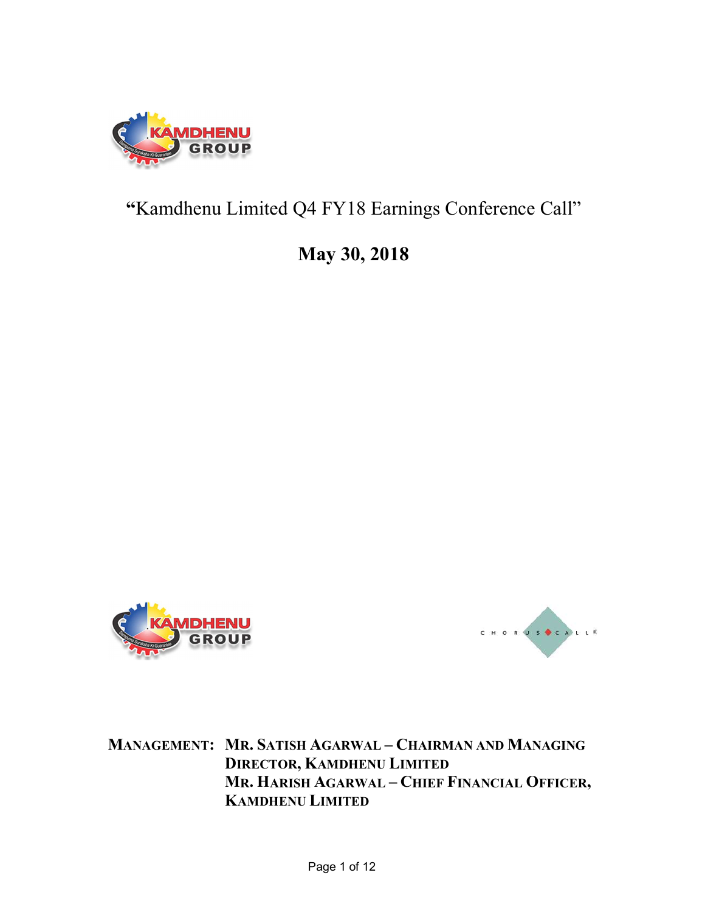# "Kamdhenu Limited Q4 FY18 Earnings Conference Call"

## May 30, 2018

**MANAGEMENT: MR. SATISH AGARWAL – CHAIRMAN AND MANAGING DIRECTOR, KAMDHENU LIMITED**
**MR. HARISH AGARWAL – CHIEF FINANCIAL OFFICER, KAMDHENU LIMITED**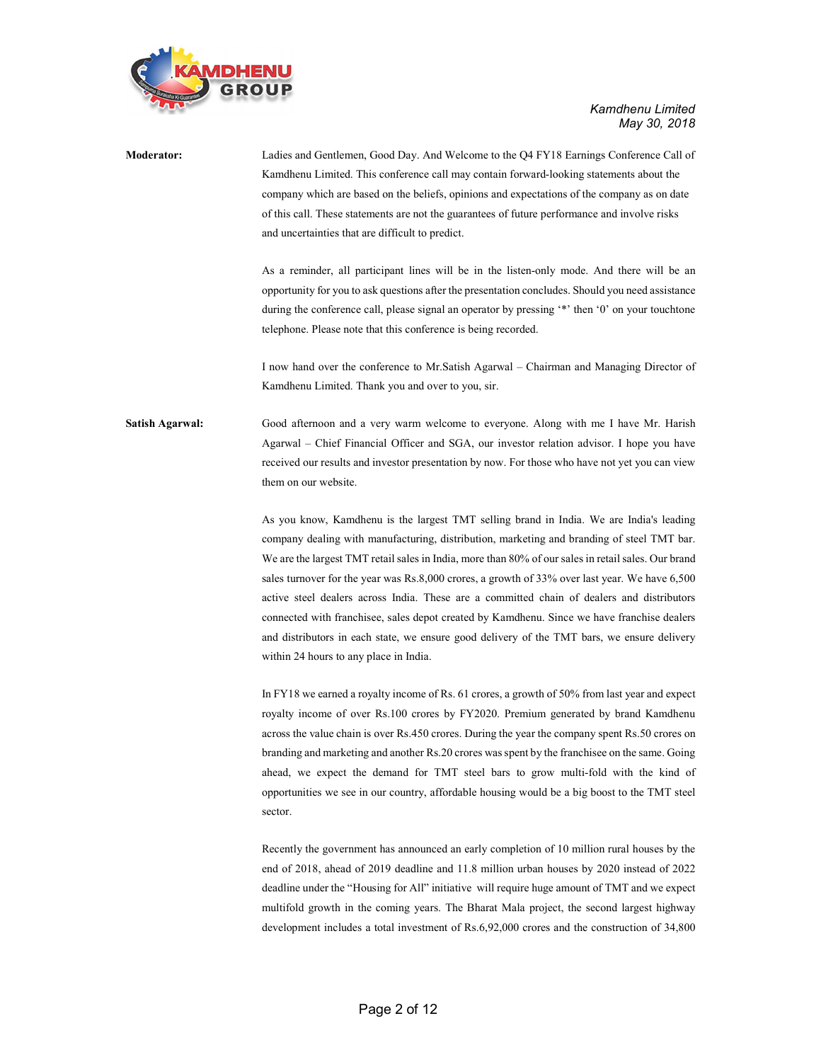**Moderator:** Ladies and Gentlemen, Good Day. And Welcome to the Q4 FY18 Earnings Conference Call of Kamdhenu Limited. This conference call may contain forward-looking statements about the company which are based on the beliefs, opinions and expectations of the company as on date of this call. These statements are not the guarantees of future performance and involve risks and uncertainties that are difficult to predict.

As a reminder, all participant lines will be in the listen-only mode. And there will be an opportunity for you to ask questions after the presentation concludes. Should you need assistance during the conference call, please signal an operator by pressing '*' then '0' on your touchtone telephone. Please note that this conference is being recorded.

I now hand over the conference to Mr.Satish Agarwal – Chairman and Managing Director of Kamdhenu Limited. Thank you and over to you, sir.

**Satish Agarwal:** Good afternoon and a very warm welcome to everyone. Along with me I have Mr. Harish Agarwal – Chief Financial Officer and SGA, our investor relation advisor. I hope you have received our results and investor presentation by now. For those who have not yet you can view them on our website.

As you know, Kamdhenu is the largest TMT selling brand in India. We are India's leading company dealing with manufacturing, distribution, marketing and branding of steel TMT bar. We are the largest TMT retail sales in India, more than 80% of our sales in retail sales. Our brand sales turnover for the year was Rs.8,000 crores, a growth of 33% over last year. We have 6,500 active steel dealers across India. These are a committed chain of dealers and distributors connected with franchisee, sales depot created by Kamdhenu. Since we have franchise dealers and distributors in each state, we ensure good delivery of the TMT bars, we ensure delivery within 24 hours to any place in India.

In FY18 we earned a royalty income of Rs. 61 crores, a growth of 50% from last year and expect royalty income of over Rs.100 crores by FY2020. Premium generated by brand Kamdhenu across the value chain is over Rs.450 crores. During the year the company spent Rs.50 crores on branding and marketing and another Rs.20 crores was spent by the franchisee on the same. Going ahead, we expect the demand for TMT steel bars to grow multi-fold with the kind of opportunities we see in our country, affordable housing would be a big boost to the TMT steel sector.

Recently the government has announced an early completion of 10 million rural houses by the end of 2018, ahead of 2019 deadline and 11.8 million urban houses by 2020 instead of 2022 deadline under the "Housing for All" initiative will require huge amount of TMT and we expect multifold growth in the coming years. The Bharat Mala project, the second largest highway development includes a total investment of Rs.6,92,000 crores and the construction of 34,800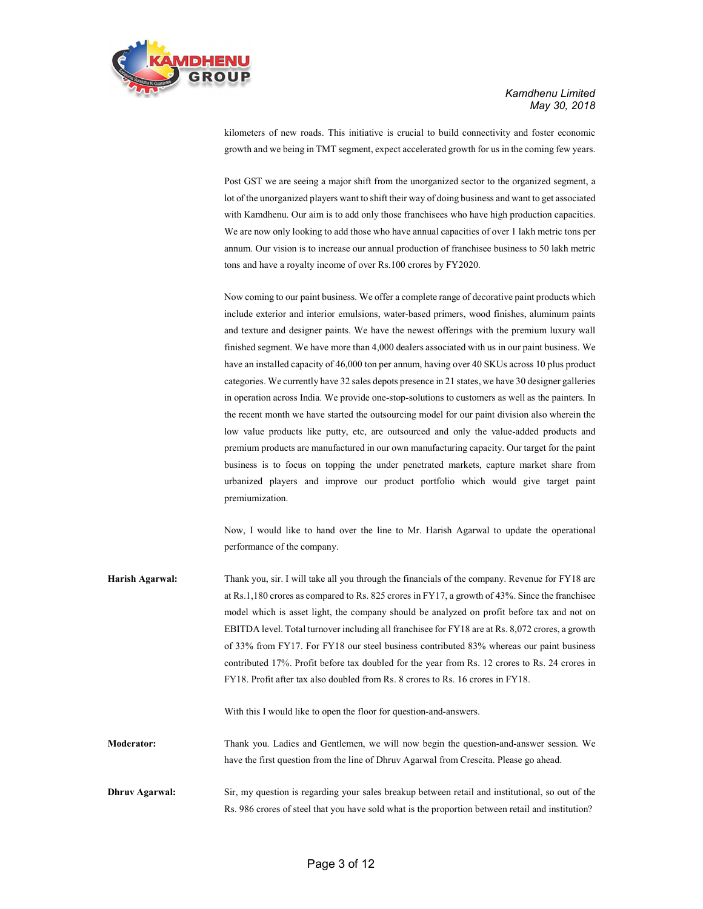kilometers of new roads. This initiative is crucial to build connectivity and foster economic growth and we being in TMT segment, expect accelerated growth for us in the coming few years.

Post GST we are seeing a major shift from the unorganized sector to the organized segment, a lot of the unorganized players want to shift their way of doing business and want to get associated with Kamdhenu. Our aim is to add only those franchisees who have high production capacities. We are now only looking to add those who have annual capacities of over 1 lakh metric tons per annum. Our vision is to increase our annual production of franchisee business to 50 lakh metric tons and have a royalty income of over Rs.100 crores by FY2020.

Now coming to our paint business. We offer a complete range of decorative paint products which include exterior and interior emulsions, water-based primers, wood finishes, aluminum paints and texture and designer paints. We have the newest offerings with the premium luxury wall finished segment. We have more than 4,000 dealers associated with us in our paint business. We have an installed capacity of 46,000 ton per annum, having over 40 SKUs across 10 plus product categories. We currently have 32 sales depots presence in 21 states, we have 30 designer galleries in operation across India. We provide one-stop-solutions to customers as well as the painters. In the recent month we have started the outsourcing model for our paint division also wherein the low value products like putty, etc, are outsourced and only the value-added products and premium products are manufactured in our own manufacturing capacity. Our target for the paint business is to focus on topping the under penetrated markets, capture market share from urbanized players and improve our product portfolio which would give target paint premiumization.

Now, I would like to hand over the line to Mr. Harish Agarwal to update the operational performance of the company.

**Harish Agarwal:** Thank you, sir. I will take all you through the financials of the company. Revenue for FY18 are at Rs.1,180 crores as compared to Rs. 825 crores in FY17, a growth of 43%. Since the franchisee model which is asset light, the company should be analyzed on profit before tax and not on EBITDA level. Total turnover including all franchisee for FY18 are at Rs. 8,072 crores, a growth of 33% from FY17. For FY18 our steel business contributed 83% whereas our paint business contributed 17%. Profit before tax doubled for the year from Rs. 12 crores to Rs. 24 crores in FY18. Profit after tax also doubled from Rs. 8 crores to Rs. 16 crores in FY18.

With this I would like to open the floor for question-and-answers.

**Moderator:** Thank you. Ladies and Gentlemen, we will now begin the question-and-answer session. We have the first question from the line of Dhruv Agarwal from Crescita. Please go ahead.

**Dhruv Agarwal:** Sir, my question is regarding your sales breakup between retail and institutional, so out of the Rs. 986 crores of steel that you have sold what is the proportion between retail and institution?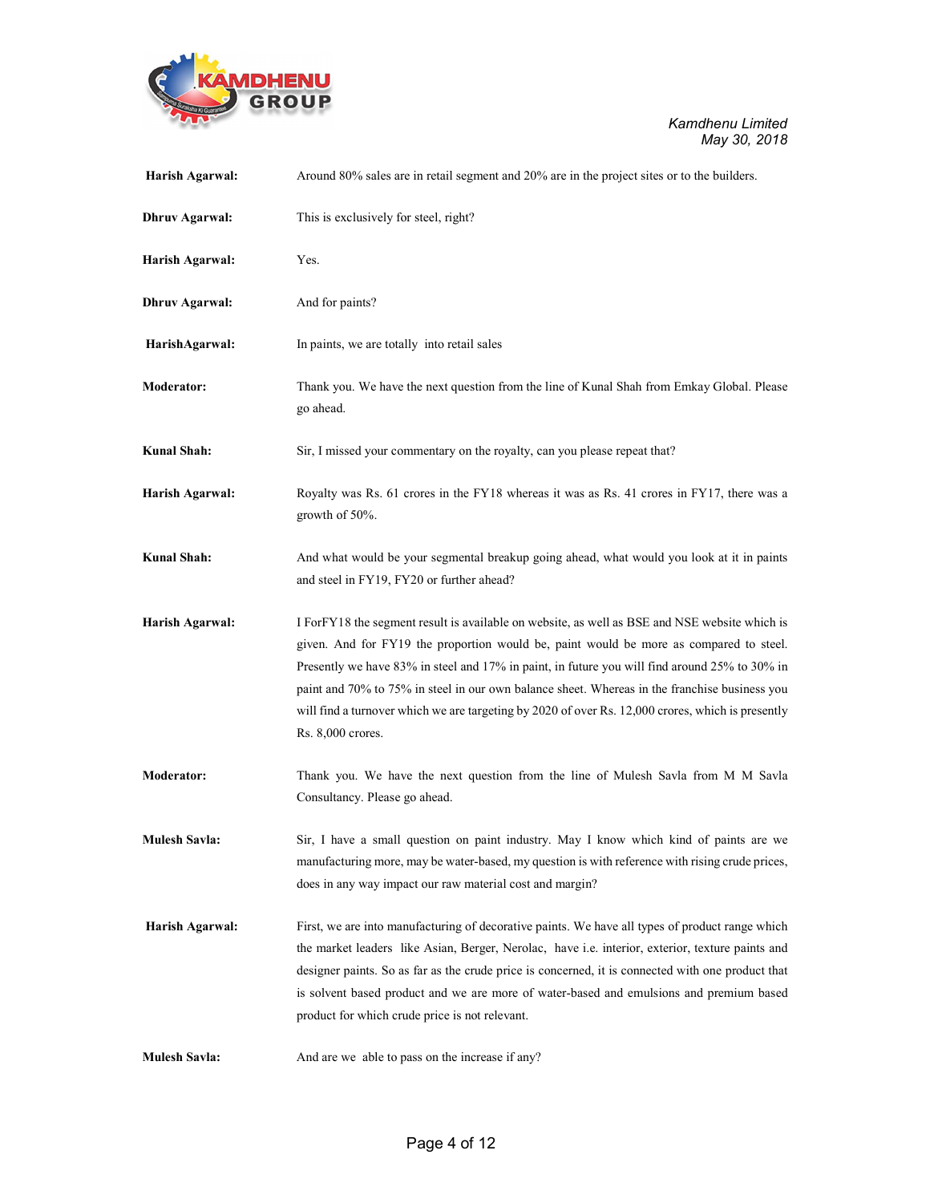**Harish Agarwal:** Around 80% sales are in retail segment and 20% are in the project sites or to the builders.

**Dhruv Agarwal:** This is exclusively for steel, right?

**Harish Agarwal:** Yes.

**Dhruv Agarwal:** And for paints?

**HarishAgarwal:** In paints, we are totally into retail sales

**Moderator:** Thank you. We have the next question from the line of Kunal Shah from Emkay Global. Please go ahead.

**Kunal Shah:** Sir, I missed your commentary on the royalty, can you please repeat that?

**Harish Agarwal:** Royalty was Rs. 61 crores in the FY18 whereas it was as Rs. 41 crores in FY17, there was a growth of 50%.

**Kunal Shah:** And what would be your segmental breakup going ahead, what would you look at it in paints and steel in FY19, FY20 or further ahead?

**Harish Agarwal:** I ForFY18 the segment result is available on website, as well as BSE and NSE website which is given. And for FY19 the proportion would be, paint would be more as compared to steel. Presently we have 83% in steel and 17% in paint, in future you will find around 25% to 30% in paint and 70% to 75% in steel in our own balance sheet. Whereas in the franchise business you will find a turnover which we are targeting by 2020 of over Rs. 12,000 crores, which is presently Rs. 8,000 crores.

**Moderator:** Thank you. We have the next question from the line of Mulesh Savla from M M Savla Consultancy. Please go ahead.

**Mulesh Savla:** Sir, I have a small question on paint industry. May I know which kind of paints are we manufacturing more, may be water-based, my question is with reference with rising crude prices, does in any way impact our raw material cost and margin?

**Harish Agarwal:** First, we are into manufacturing of decorative paints. We have all types of product range which the market leaders like Asian, Berger, Nerolac, have i.e. interior, exterior, texture paints and designer paints. So as far as the crude price is concerned, it is connected with one product that is solvent based product and we are more of water-based and emulsions and premium based product for which crude price is not relevant.

**Mulesh Savla:** And are we able to pass on the increase if any?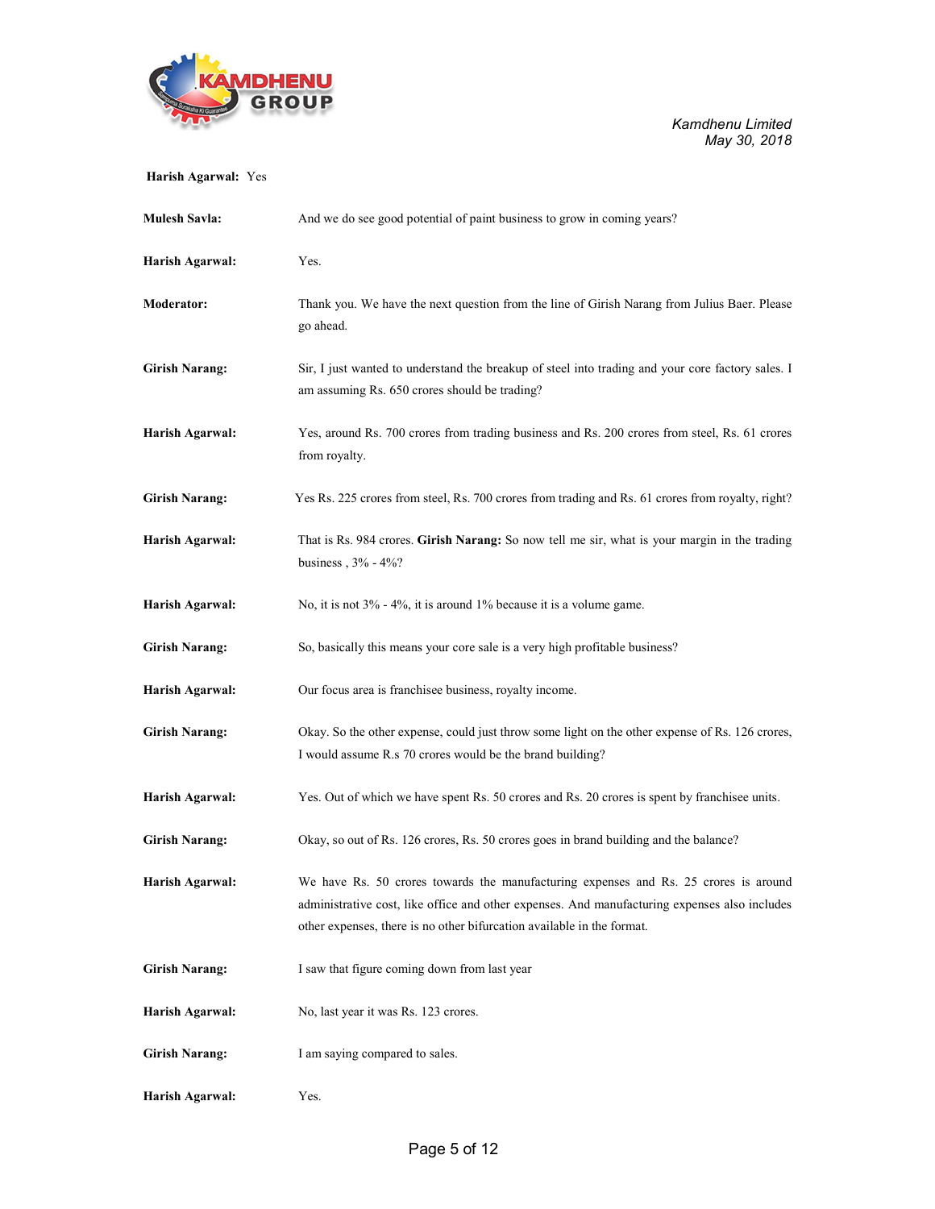**Harish Agarwal:** Yes

**Mulesh Savla:** And we do see good potential of paint business to grow in coming years?

**Harish Agarwal:** Yes.

**Moderator:** Thank you. We have the next question from the line of Girish Narang from Julius Baer. Please go ahead.

**Girish Narang:** Sir, I just wanted to understand the breakup of steel into trading and your core factory sales. I am assuming Rs. 650 crores should be trading?

**Harish Agarwal:** Yes, around Rs. 700 crores from trading business and Rs. 200 crores from steel, Rs. 61 crores from royalty.

**Girish Narang:** Yes Rs. 225 crores from steel, Rs. 700 crores from trading and Rs. 61 crores from royalty, right?

**Harish Agarwal:** That is Rs. 984 crores. **Girish Narang:** So now tell me sir, what is your margin in the trading business , 3% - 4%?

**Harish Agarwal:** No, it is not 3% - 4%, it is around 1% because it is a volume game.

**Girish Narang:** So, basically this means your core sale is a very high profitable business?

**Harish Agarwal:** Our focus area is franchisee business, royalty income.

**Girish Narang:** Okay. So the other expense, could just throw some light on the other expense of Rs. 126 crores, I would assume R.s 70 crores would be the brand building?

**Harish Agarwal:** Yes. Out of which we have spent Rs. 50 crores and Rs. 20 crores is spent by franchisee units.

**Girish Narang:** Okay, so out of Rs. 126 crores, Rs. 50 crores goes in brand building and the balance?

**Harish Agarwal:** We have Rs. 50 crores towards the manufacturing expenses and Rs. 25 crores is around administrative cost, like office and other expenses. And manufacturing expenses also includes other expenses, there is no other bifurcation available in the format.

**Girish Narang:** I saw that figure coming down from last year

**Harish Agarwal:** No, last year it was Rs. 123 crores.

**Girish Narang:** I am saying compared to sales.

**Harish Agarwal:** Yes.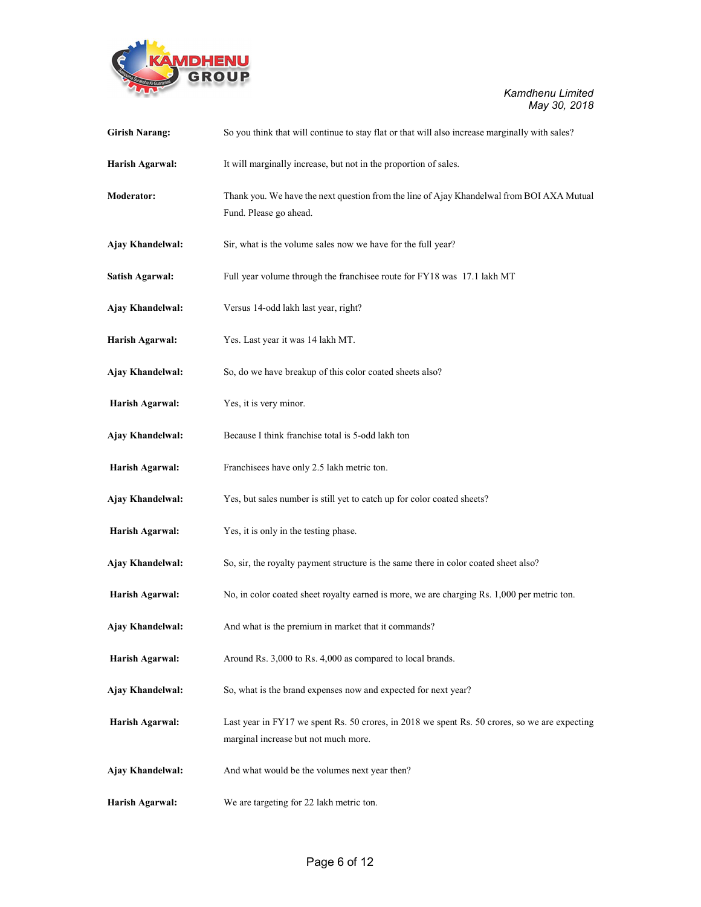**Girish Narang:** So you think that will continue to stay flat or that will also increase marginally with sales?

**Harish Agarwal:** It will marginally increase, but not in the proportion of sales.

**Moderator:** Thank you. We have the next question from the line of Ajay Khandelwal from BOI AXA Mutual Fund. Please go ahead.

**Ajay Khandelwal:** Sir, what is the volume sales now we have for the full year?

**Satish Agarwal:** Full year volume through the franchisee route for FY18 was 17.1 lakh MT

**Ajay Khandelwal:** Versus 14-odd lakh last year, right?

**Harish Agarwal:** Yes. Last year it was 14 lakh MT.

**Ajay Khandelwal:** So, do we have breakup of this color coated sheets also?

**Harish Agarwal:** Yes, it is very minor.

**Ajay Khandelwal:** Because I think franchise total is 5-odd lakh ton

**Harish Agarwal:** Franchisees have only 2.5 lakh metric ton.

**Ajay Khandelwal:** Yes, but sales number is still yet to catch up for color coated sheets?

**Harish Agarwal:** Yes, it is only in the testing phase.

**Ajay Khandelwal:** So, sir, the royalty payment structure is the same there in color coated sheet also?

**Harish Agarwal:** No, in color coated sheet royalty earned is more, we are charging Rs. 1,000 per metric ton.

**Ajay Khandelwal:** And what is the premium in market that it commands?

**Harish Agarwal:** Around Rs. 3,000 to Rs. 4,000 as compared to local brands.

**Ajay Khandelwal:** So, what is the brand expenses now and expected for next year?

**Harish Agarwal:** Last year in FY17 we spent Rs. 50 crores, in 2018 we spent Rs. 50 crores, so we are expecting marginal increase but not much more.

**Ajay Khandelwal:** And what would be the volumes next year then?

**Harish Agarwal:** We are targeting for 22 lakh metric ton.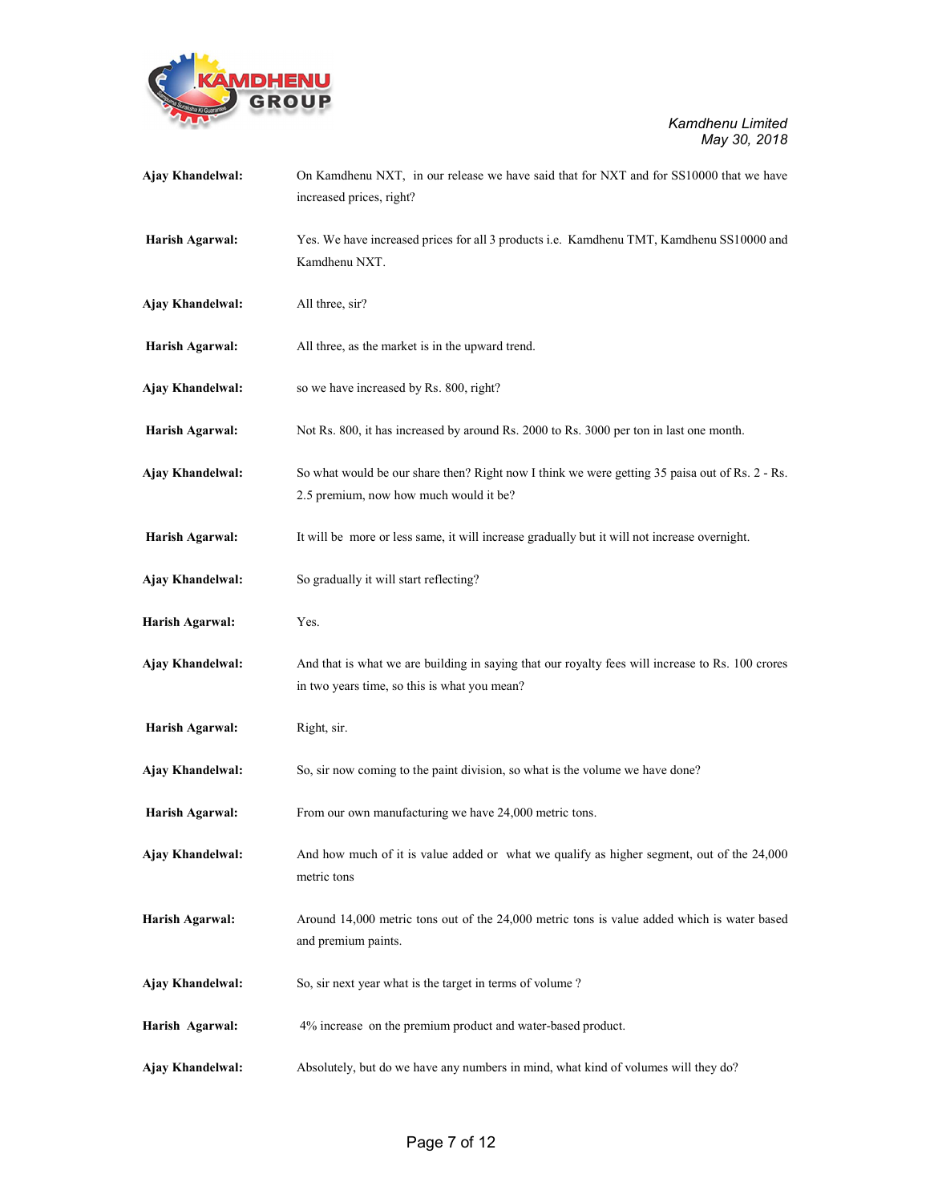**Ajay Khandelwal:** On Kamdhenu NXT, in our release we have said that for NXT and for SS10000 that we have increased prices, right?

**Harish Agarwal:** Yes. We have increased prices for all 3 products i.e. Kamdhenu TMT, Kamdhenu SS10000 and Kamdhenu NXT.

**Ajay Khandelwal:** All three, sir?

**Harish Agarwal:** All three, as the market is in the upward trend.

**Ajay Khandelwal:** so we have increased by Rs. 800, right?

**Harish Agarwal:** Not Rs. 800, it has increased by around Rs. 2000 to Rs. 3000 per ton in last one month.

**Ajay Khandelwal:** So what would be our share then? Right now I think we were getting 35 paisa out of Rs. 2 - Rs. 2.5 premium, now how much would it be?

**Harish Agarwal:** It will be more or less same, it will increase gradually but it will not increase overnight.

**Ajay Khandelwal:** So gradually it will start reflecting?

**Harish Agarwal:** Yes.

**Ajay Khandelwal:** And that is what we are building in saying that our royalty fees will increase to Rs. 100 crores in two years time, so this is what you mean?

**Harish Agarwal:** Right, sir.

**Ajay Khandelwal:** So, sir now coming to the paint division, so what is the volume we have done?

**Harish Agarwal:** From our own manufacturing we have 24,000 metric tons.

**Ajay Khandelwal:** And how much of it is value added or what we qualify as higher segment, out of the 24,000 metric tons

**Harish Agarwal:** Around 14,000 metric tons out of the 24,000 metric tons is value added which is water based and premium paints.

**Ajay Khandelwal:** So, sir next year what is the target in terms of volume ?

**Harish Agarwal:** 4% increase on the premium product and water-based product.

**Ajay Khandelwal:** Absolutely, but do we have any numbers in mind, what kind of volumes will they do?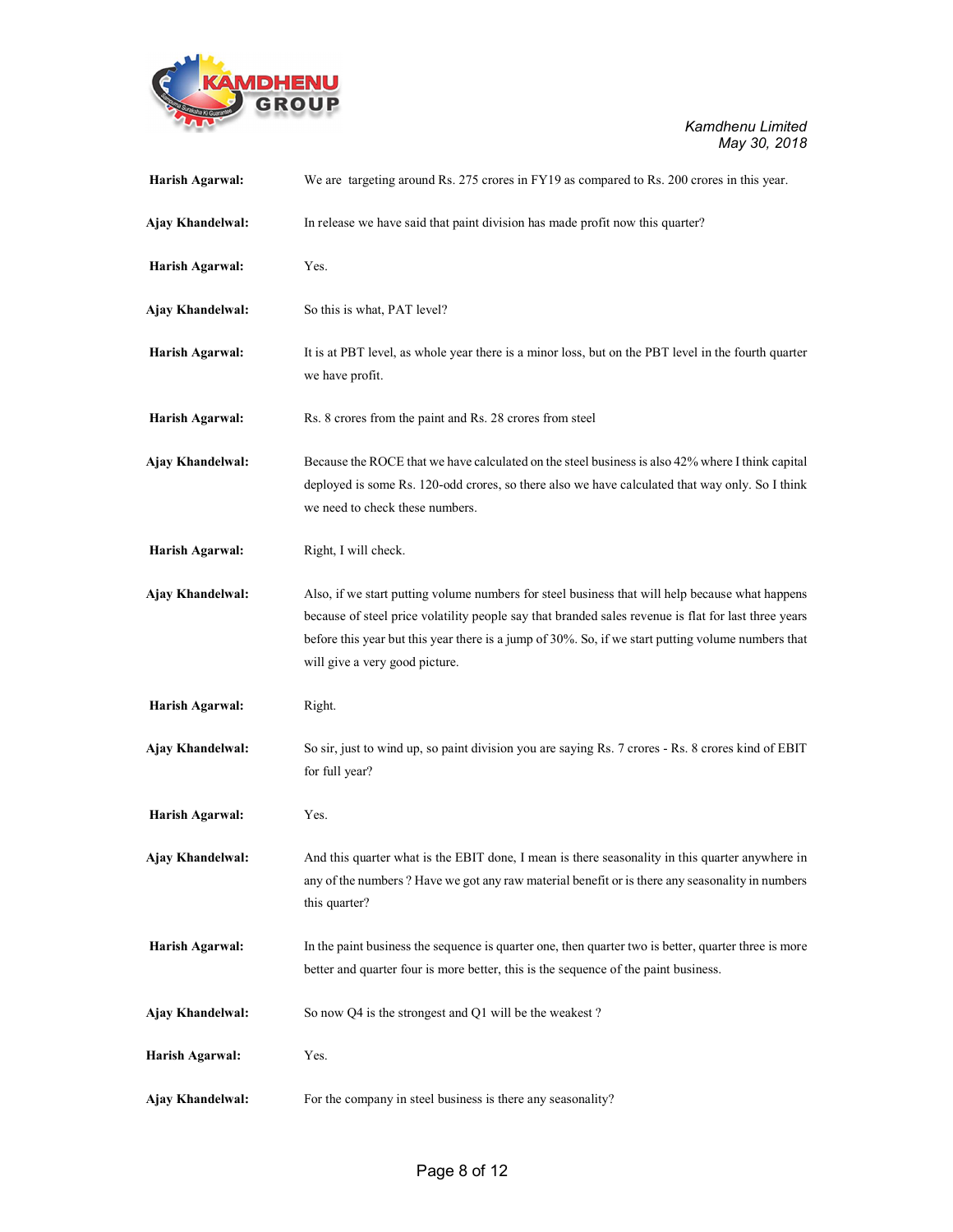**Harish Agarwal:** We are targeting around Rs. 275 crores in FY19 as compared to Rs. 200 crores in this year.

**Ajay Khandelwal:** In release we have said that paint division has made profit now this quarter?

**Harish Agarwal:** Yes.

**Ajay Khandelwal:** So this is what, PAT level?

**Harish Agarwal:** It is at PBT level, as whole year there is a minor loss, but on the PBT level in the fourth quarter we have profit.

**Harish Agarwal:** Rs. 8 crores from the paint and Rs. 28 crores from steel

**Ajay Khandelwal:** Because the ROCE that we have calculated on the steel business is also 42% where I think capital deployed is some Rs. 120-odd crores, so there also we have calculated that way only. So I think we need to check these numbers.

**Harish Agarwal:** Right, I will check.

**Ajay Khandelwal:** Also, if we start putting volume numbers for steel business that will help because what happens because of steel price volatility people say that branded sales revenue is flat for last three years before this year but this year there is a jump of 30%. So, if we start putting volume numbers that will give a very good picture.

**Harish Agarwal:** Right.

**Ajay Khandelwal:** So sir, just to wind up, so paint division you are saying Rs. 7 crores - Rs. 8 crores kind of EBIT for full year?

**Harish Agarwal:** Yes.

**Ajay Khandelwal:** And this quarter what is the EBIT done, I mean is there seasonality in this quarter anywhere in any of the numbers ? Have we got any raw material benefit or is there any seasonality in numbers this quarter?

**Harish Agarwal:** In the paint business the sequence is quarter one, then quarter two is better, quarter three is more better and quarter four is more better, this is the sequence of the paint business.

**Ajay Khandelwal:** So now Q4 is the strongest and Q1 will be the weakest ?

**Harish Agarwal:** Yes.

**Ajay Khandelwal:** For the company in steel business is there any seasonality?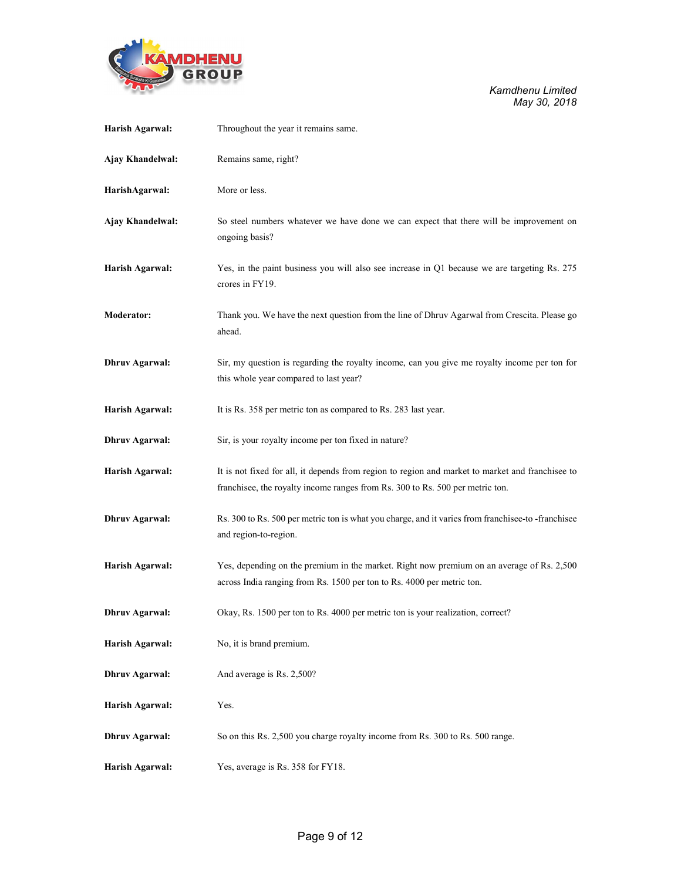**Harish Agarwal:** Throughout the year it remains same.

**Ajay Khandelwal:** Remains same, right?

**HarishAgarwal:** More or less.

**Ajay Khandelwal:** So steel numbers whatever we have done we can expect that there will be improvement on ongoing basis?

**Harish Agarwal:** Yes, in the paint business you will also see increase in Q1 because we are targeting Rs. 275 crores in FY19.

**Moderator:** Thank you. We have the next question from the line of Dhruv Agarwal from Crescita. Please go ahead.

**Dhruv Agarwal:** Sir, my question is regarding the royalty income, can you give me royalty income per ton for this whole year compared to last year?

**Harish Agarwal:** It is Rs. 358 per metric ton as compared to Rs. 283 last year.

**Dhruv Agarwal:** Sir, is your royalty income per ton fixed in nature?

**Harish Agarwal:** It is not fixed for all, it depends from region to region and market to market and franchisee to franchisee, the royalty income ranges from Rs. 300 to Rs. 500 per metric ton.

**Dhruv Agarwal:** Rs. 300 to Rs. 500 per metric ton is what you charge, and it varies from franchisee-to -franchisee and region-to-region.

**Harish Agarwal:** Yes, depending on the premium in the market. Right now premium on an average of Rs. 2,500 across India ranging from Rs. 1500 per ton to Rs. 4000 per metric ton.

**Dhruv Agarwal:** Okay, Rs. 1500 per ton to Rs. 4000 per metric ton is your realization, correct?

**Harish Agarwal:** No, it is brand premium.

**Dhruv Agarwal:** And average is Rs. 2,500?

**Harish Agarwal:** Yes.

**Dhruv Agarwal:** So on this Rs. 2,500 you charge royalty income from Rs. 300 to Rs. 500 range.

**Harish Agarwal:** Yes, average is Rs. 358 for FY18.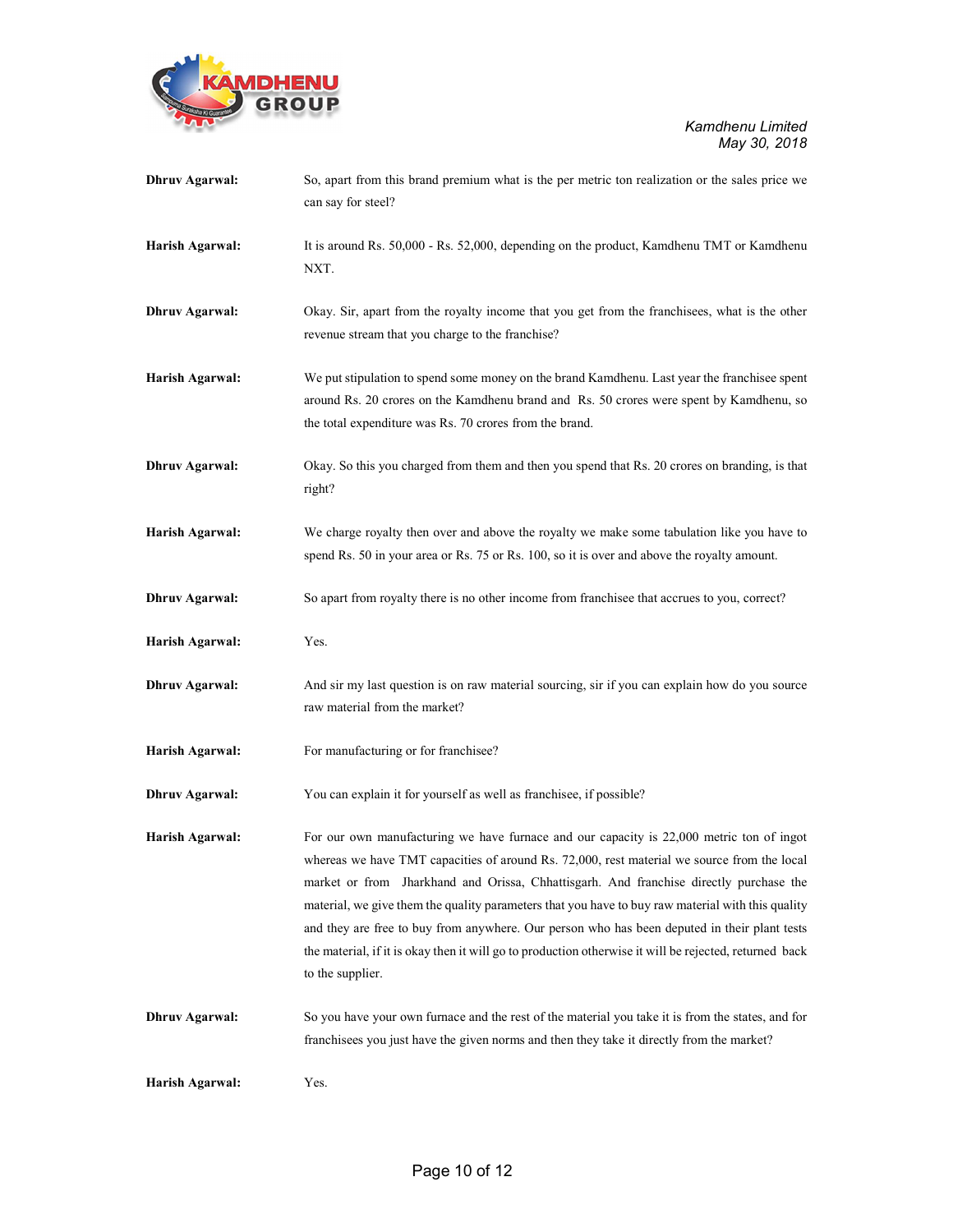**Dhruv Agarwal:** So, apart from this brand premium what is the per metric ton realization or the sales price we can say for steel?

**Harish Agarwal:** It is around Rs. 50,000 - Rs. 52,000, depending on the product, Kamdhenu TMT or Kamdhenu NXT.

**Dhruv Agarwal:** Okay. Sir, apart from the royalty income that you get from the franchisees, what is the other revenue stream that you charge to the franchise?

**Harish Agarwal:** We put stipulation to spend some money on the brand Kamdhenu. Last year the franchisee spent around Rs. 20 crores on the Kamdhenu brand and Rs. 50 crores were spent by Kamdhenu, so the total expenditure was Rs. 70 crores from the brand.

**Dhruv Agarwal:** Okay. So this you charged from them and then you spend that Rs. 20 crores on branding, is that right?

**Harish Agarwal:** We charge royalty then over and above the royalty we make some tabulation like you have to spend Rs. 50 in your area or Rs. 75 or Rs. 100, so it is over and above the royalty amount.

**Dhruv Agarwal:** So apart from royalty there is no other income from franchisee that accrues to you, correct?

**Harish Agarwal:** Yes.

**Dhruv Agarwal:** And sir my last question is on raw material sourcing, sir if you can explain how do you source raw material from the market?

**Harish Agarwal:** For manufacturing or for franchisee?

**Dhruv Agarwal:** You can explain it for yourself as well as franchisee, if possible?

**Harish Agarwal:** For our own manufacturing we have furnace and our capacity is 22,000 metric ton of ingot whereas we have TMT capacities of around Rs. 72,000, rest material we source from the local market or from Jharkhand and Orissa, Chhattisgarh. And franchise directly purchase the material, we give them the quality parameters that you have to buy raw material with this quality and they are free to buy from anywhere. Our person who has been deputed in their plant tests the material, if it is okay then it will go to production otherwise it will be rejected, returned back to the supplier.

**Dhruv Agarwal:** So you have your own furnace and the rest of the material you take it is from the states, and for franchisees you just have the given norms and then they take it directly from the market?

**Harish Agarwal:** Yes.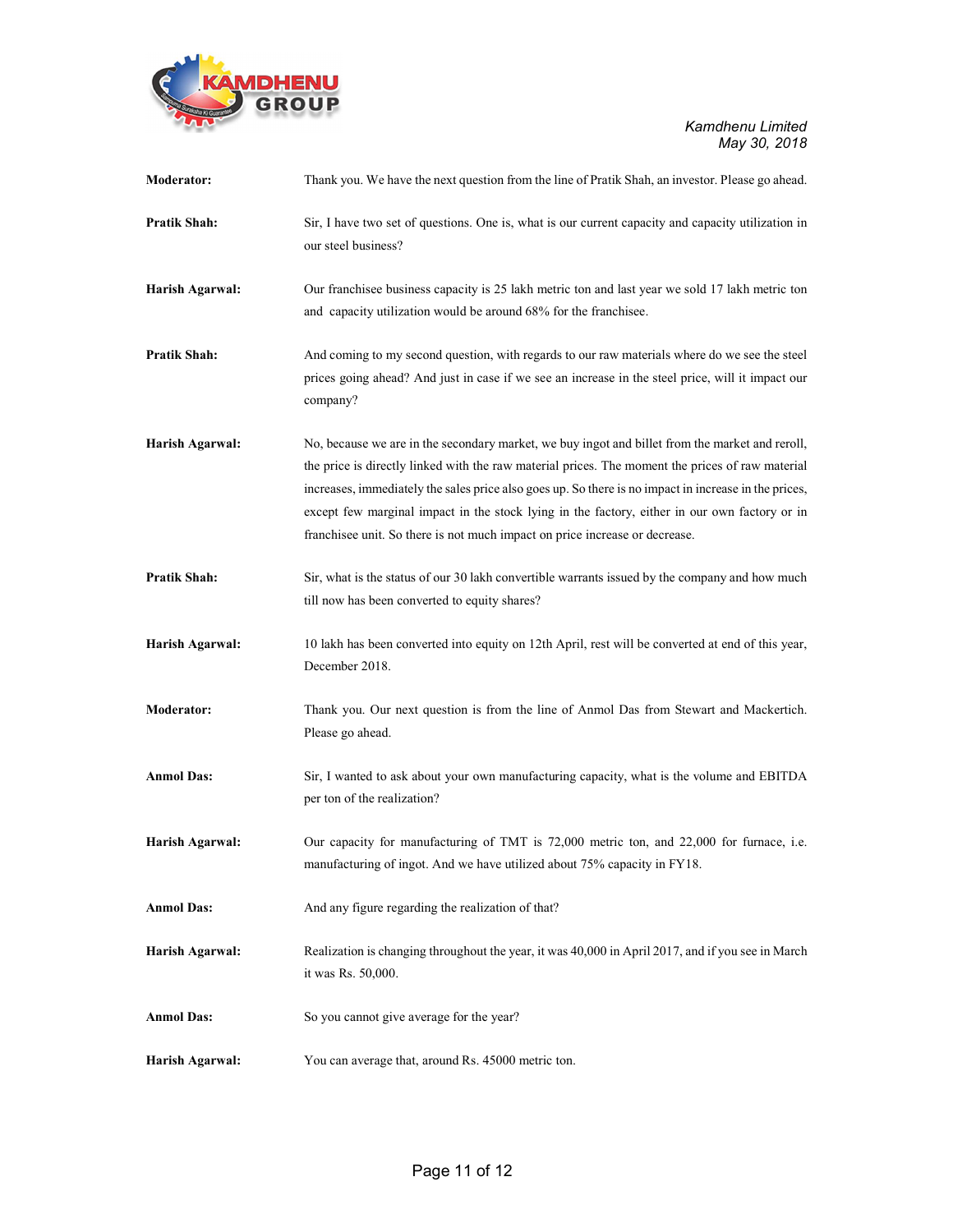**Moderator:** Thank you. We have the next question from the line of Pratik Shah, an investor. Please go ahead.

**Pratik Shah:** Sir, I have two set of questions. One is, what is our current capacity and capacity utilization in our steel business?

**Harish Agarwal:** Our franchisee business capacity is 25 lakh metric ton and last year we sold 17 lakh metric ton and capacity utilization would be around 68% for the franchisee.

**Pratik Shah:** And coming to my second question, with regards to our raw materials where do we see the steel prices going ahead? And just in case if we see an increase in the steel price, will it impact our company?

**Harish Agarwal:** No, because we are in the secondary market, we buy ingot and billet from the market and reroll, the price is directly linked with the raw material prices. The moment the prices of raw material increases, immediately the sales price also goes up. So there is no impact in increase in the prices, except few marginal impact in the stock lying in the factory, either in our own factory or in franchisee unit. So there is not much impact on price increase or decrease.

**Pratik Shah:** Sir, what is the status of our 30 lakh convertible warrants issued by the company and how much till now has been converted to equity shares?

**Harish Agarwal:** 10 lakh has been converted into equity on 12th April, rest will be converted at end of this year, December 2018.

**Moderator:** Thank you. Our next question is from the line of Anmol Das from Stewart and Mackertich. Please go ahead.

**Anmol Das:** Sir, I wanted to ask about your own manufacturing capacity, what is the volume and EBITDA per ton of the realization?

**Harish Agarwal:** Our capacity for manufacturing of TMT is 72,000 metric ton, and 22,000 for furnace, i.e. manufacturing of ingot. And we have utilized about 75% capacity in FY18.

**Anmol Das:** And any figure regarding the realization of that?

**Harish Agarwal:** Realization is changing throughout the year, it was 40,000 in April 2017, and if you see in March it was Rs. 50,000.

**Anmol Das:** So you cannot give average for the year?

**Harish Agarwal:** You can average that, around Rs. 45000 metric ton.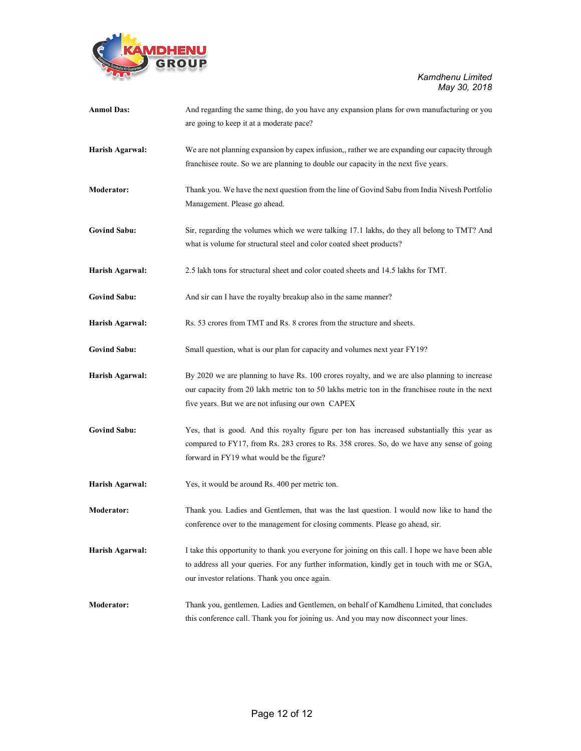**Anmol Das:** And regarding the same thing, do you have any expansion plans for own manufacturing or you are going to keep it at a moderate pace?

**Harish Agarwal:** We are not planning expansion by capex infusion,, rather we are expanding our capacity through franchisee route. So we are planning to double our capacity in the next five years.

**Moderator:** Thank you. We have the next question from the line of Govind Sabu from India Nivesh Portfolio Management. Please go ahead.

**Govind Sabu:** Sir, regarding the volumes which we were talking 17.1 lakhs, do they all belong to TMT? And what is volume for structural steel and color coated sheet products?

**Harish Agarwal:** 2.5 lakh tons for structural sheet and color coated sheets and 14.5 lakhs for TMT.

**Govind Sabu:** And sir can I have the royalty breakup also in the same manner?

**Harish Agarwal:** Rs. 53 crores from TMT and Rs. 8 crores from the structure and sheets.

**Govind Sabu:** Small question, what is our plan for capacity and volumes next year FY19?

**Harish Agarwal:** By 2020 we are planning to have Rs. 100 crores royalty, and we are also planning to increase our capacity from 20 lakh metric ton to 50 lakhs metric ton in the franchisee route in the next five years. But we are not infusing our own CAPEX

**Govind Sabu:** Yes, that is good. And this royalty figure per ton has increased substantially this year as compared to FY17, from Rs. 283 crores to Rs. 358 crores. So, do we have any sense of going forward in FY19 what would be the figure?

**Harish Agarwal:** Yes, it would be around Rs. 400 per metric ton.

**Moderator:** Thank you. Ladies and Gentlemen, that was the last question. I would now like to hand the conference over to the management for closing comments. Please go ahead, sir.

**Harish Agarwal:** I take this opportunity to thank you everyone for joining on this call. I hope we have been able to address all your queries. For any further information, kindly get in touch with me or SGA, our investor relations. Thank you once again.

**Moderator:** Thank you, gentlemen. Ladies and Gentlemen, on behalf of Kamdhenu Limited, that concludes this conference call. Thank you for joining us. And you may now disconnect your lines.